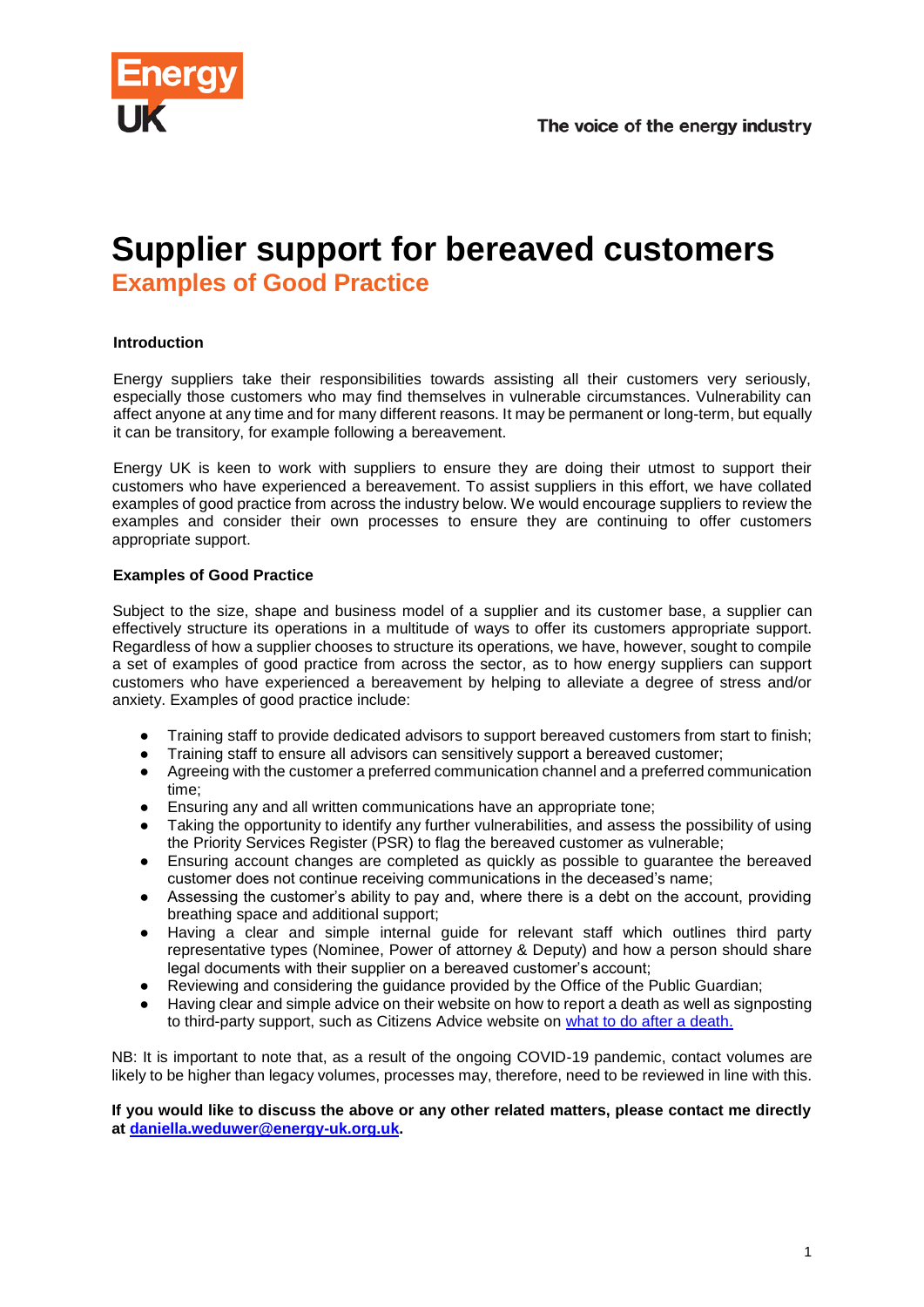# Supplier support for bereaved customers

## Examples of Good Practice

**Introduction**

Energy suppliers take their responsibilities towards assisting all their customers very seriously, especially those customers who may find themselves in vulnerable circumstances. Vulnerability can affect anyone at any time and for many different reasons. It may be permanent or long-term, but equally it can be transitory, for example following a bereavement.

Energy UK is keen to work with suppliers to ensure they are doing their utmost to support their customers who have experienced a bereavement. To assist suppliers in this effort, we have collated examples of good practice from across the industry below. We would encourage suppliers to review the examples and consider their own processes to ensure they are continuing to offer customers appropriate support.

**Examples of Good Practice**

Subject to the size, shape and business model of a supplier and its customer base, a supplier can effectively structure its operations in a multitude of ways to offer its customers appropriate support. Regardless of how a supplier chooses to structure its operations, we have, however, sought to compile a set of examples of good practice from across the sector, as to how energy suppliers can support customers who have experienced a bereavement by helping to alleviate a degree of stress and/or anxiety. Examples of good practice include:

- Training staff to provide dedicated advisors to support bereaved customers from start to finish;
- Training staff to ensure all advisors can sensitively support a bereaved customer;
- Agreeing with the customer a preferred communication channel and a preferred communication time;
- Ensuring any and all written communications have an appropriate tone;
- Taking the opportunity to identify any further vulnerabilities, and assess the possibility of using the Priority Services Register (PSR) to flag the bereaved customer as vulnerable;
- Ensuring account changes are completed as quickly as possible to guarantee the bereaved customer does not continue receiving communications in the deceased's name;
- Assessing the customer's ability to pay and, where there is a debt on the account, providing breathing space and additional support;
- Having a clear and simple internal guide for relevant staff which outlines third party representative types (Nominee, Power of attorney & Deputy) and how a person should share legal documents with their supplier on a bereaved customer's account;
- Reviewing and considering the guidance provided by the Office of the Public Guardian;
- Having clear and simple advice on their website on how to report a death as well as signposting to third-party support, such as Citizens Advice website on what to do after a death.

NB: It is important to note that, as a result of the ongoing COVID-19 pandemic, contact volumes are likely to be higher than legacy volumes, processes may, therefore, need to be reviewed in line with this.

**If you would like to discuss the above or any other related matters, please contact me directly at daniella.weduwer@energy-uk.org.uk.**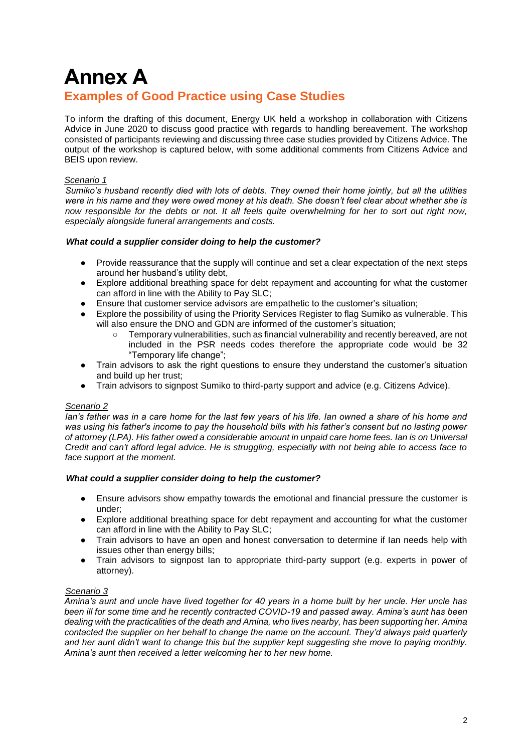# Annex A

## Examples of Good Practice using Case Studies

To inform the drafting of this document, Energy UK held a workshop in collaboration with Citizens Advice in June 2020 to discuss good practice with regards to handling bereavement. The workshop consisted of participants reviewing and discussing three case studies provided by Citizens Advice. The output of the workshop is captured below, with some additional comments from Citizens Advice and BEIS upon review.

*Scenario 1*

*Sumiko's husband recently died with lots of debts. They owned their home jointly, but all the utilities were in his name and they were owed money at his death. She doesn't feel clear about whether she is now responsible for the debts or not. It all feels quite overwhelming for her to sort out right now, especially alongside funeral arrangements and costs.*

***What could a supplier consider doing to help the customer?***

- Provide reassurance that the supply will continue and set a clear expectation of the next steps around her husband's utility debt,
- Explore additional breathing space for debt repayment and accounting for what the customer can afford in line with the Ability to Pay SLC;
- Ensure that customer service advisors are empathetic to the customer's situation;
- Explore the possibility of using the Priority Services Register to flag Sumiko as vulnerable. This will also ensure the DNO and GDN are informed of the customer's situation;
  - Temporary vulnerabilities, such as financial vulnerability and recently bereaved, are not included in the PSR needs codes therefore the appropriate code would be 32 "Temporary life change";
- Train advisors to ask the right questions to ensure they understand the customer's situation and build up her trust;
- Train advisors to signpost Sumiko to third-party support and advice (e.g. Citizens Advice).

*Scenario 2*

*Ian's father was in a care home for the last few years of his life. Ian owned a share of his home and was using his father's income to pay the household bills with his father's consent but no lasting power of attorney (LPA). His father owed a considerable amount in unpaid care home fees. Ian is on Universal Credit and can't afford legal advice. He is struggling, especially with not being able to access face to face support at the moment.*

***What could a supplier consider doing to help the customer?***

- Ensure advisors show empathy towards the emotional and financial pressure the customer is under;
- Explore additional breathing space for debt repayment and accounting for what the customer can afford in line with the Ability to Pay SLC;
- Train advisors to have an open and honest conversation to determine if Ian needs help with issues other than energy bills;
- Train advisors to signpost Ian to appropriate third-party support (e.g. experts in power of attorney).

*Scenario 3*

*Amina's aunt and uncle have lived together for 40 years in a home built by her uncle. Her uncle has been ill for some time and he recently contracted COVID-19 and passed away. Amina's aunt has been dealing with the practicalities of the death and Amina, who lives nearby, has been supporting her. Amina contacted the supplier on her behalf to change the name on the account. They'd always paid quarterly and her aunt didn't want to change this but the supplier kept suggesting she move to paying monthly. Amina's aunt then received a letter welcoming her to her new home.*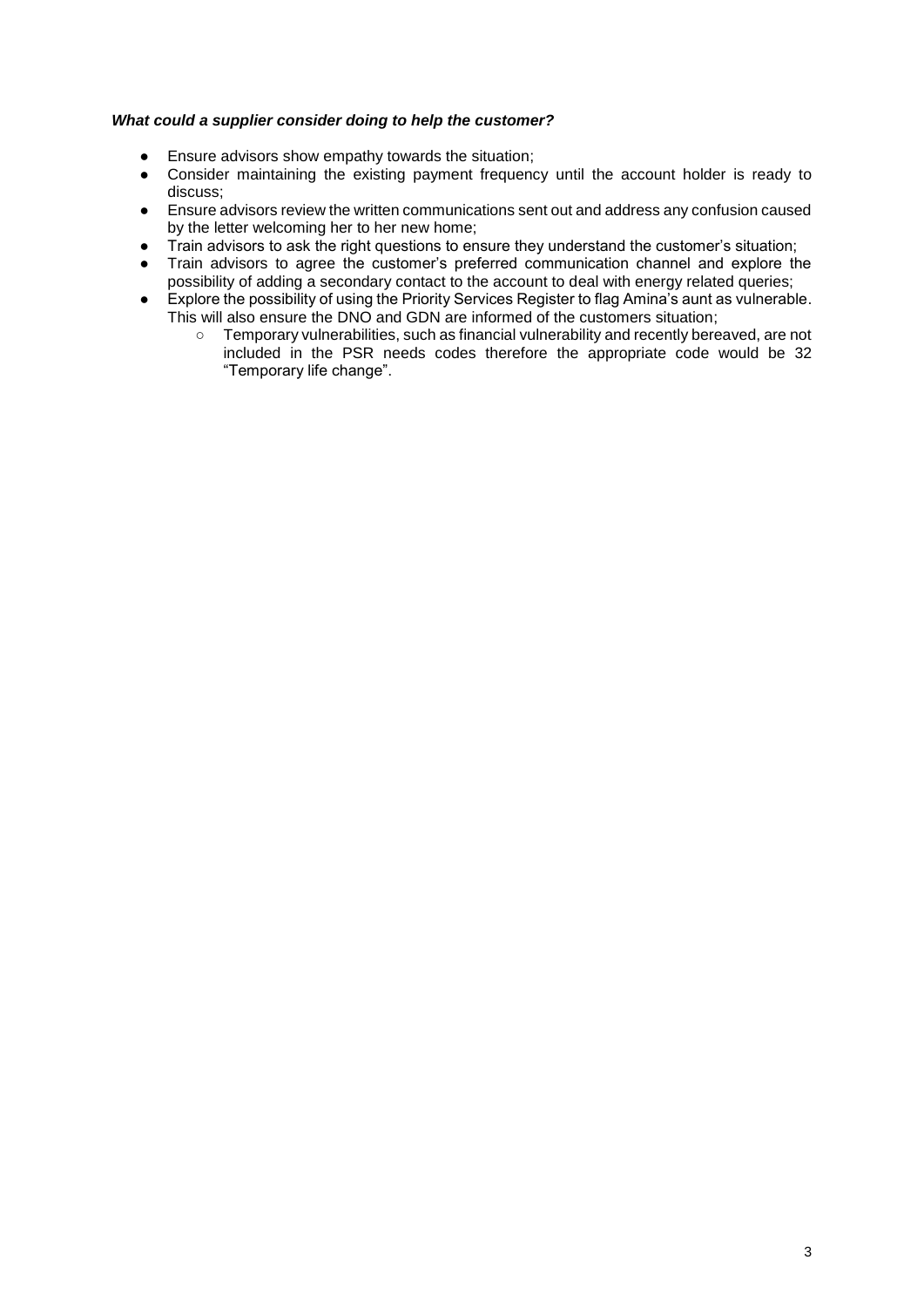***What could a supplier consider doing to help the customer?***

- Ensure advisors show empathy towards the situation;
- Consider maintaining the existing payment frequency until the account holder is ready to discuss;
- Ensure advisors review the written communications sent out and address any confusion caused by the letter welcoming her to her new home;
- Train advisors to ask the right questions to ensure they understand the customer's situation;
- Train advisors to agree the customer's preferred communication channel and explore the possibility of adding a secondary contact to the account to deal with energy related queries;
- Explore the possibility of using the Priority Services Register to flag Amina's aunt as vulnerable. This will also ensure the DNO and GDN are informed of the customers situation;
    - Temporary vulnerabilities, such as financial vulnerability and recently bereaved, are not included in the PSR needs codes therefore the appropriate code would be 32 "Temporary life change".